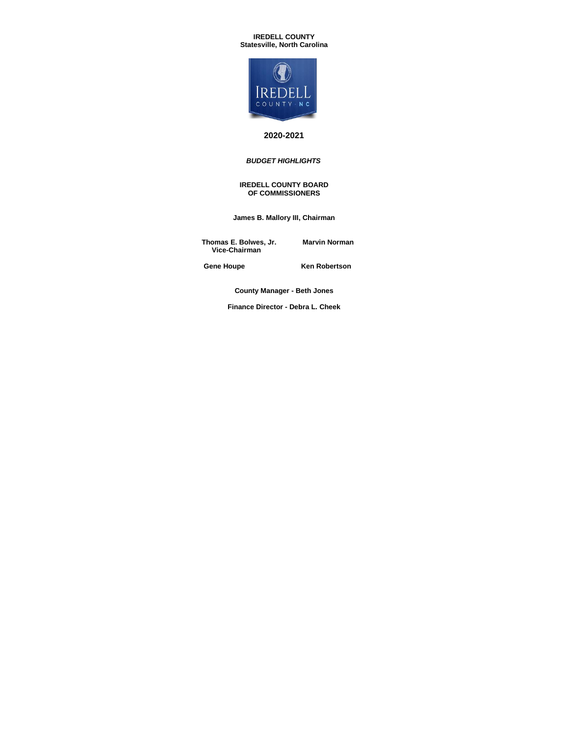**IREDELL COUNTY**
**Statesville, North Carolina**

# 2020-2021

## *BUDGET HIGHLIGHTS*

**IREDELL COUNTY BOARD OF COMMISSIONERS**

**James B. Mallory III, Chairman**

**Thomas E. Bolwes, Jr.**
**Vice-Chairman**

**Marvin Norman**

**Gene Houpe**

**Ken Robertson**

**County Manager - Beth Jones**

**Finance Director - Debra L. Cheek**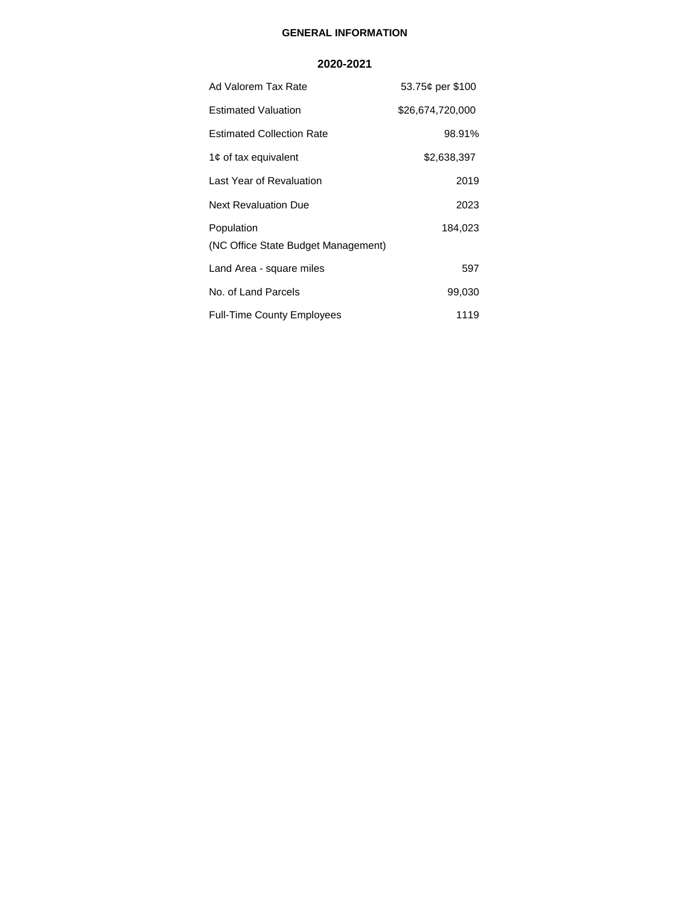# GENERAL INFORMATION

## 2020-2021

| | |
|---|---|
| Ad Valorem Tax Rate | 53.75¢ per $100 |
| Estimated Valuation | $26,674,720,000 |
| Estimated Collection Rate | 98.91% |
| 1¢ of tax equivalent | $2,638,397 |
| Last Year of Revaluation | 2019 |
| Next Revaluation Due | 2023 |
| Population<br>(NC Office State Budget Management) | 184,023 |
| Land Area - square miles | 597 |
| No. of Land Parcels | 99,030 |
| Full-Time County Employees | 1119 |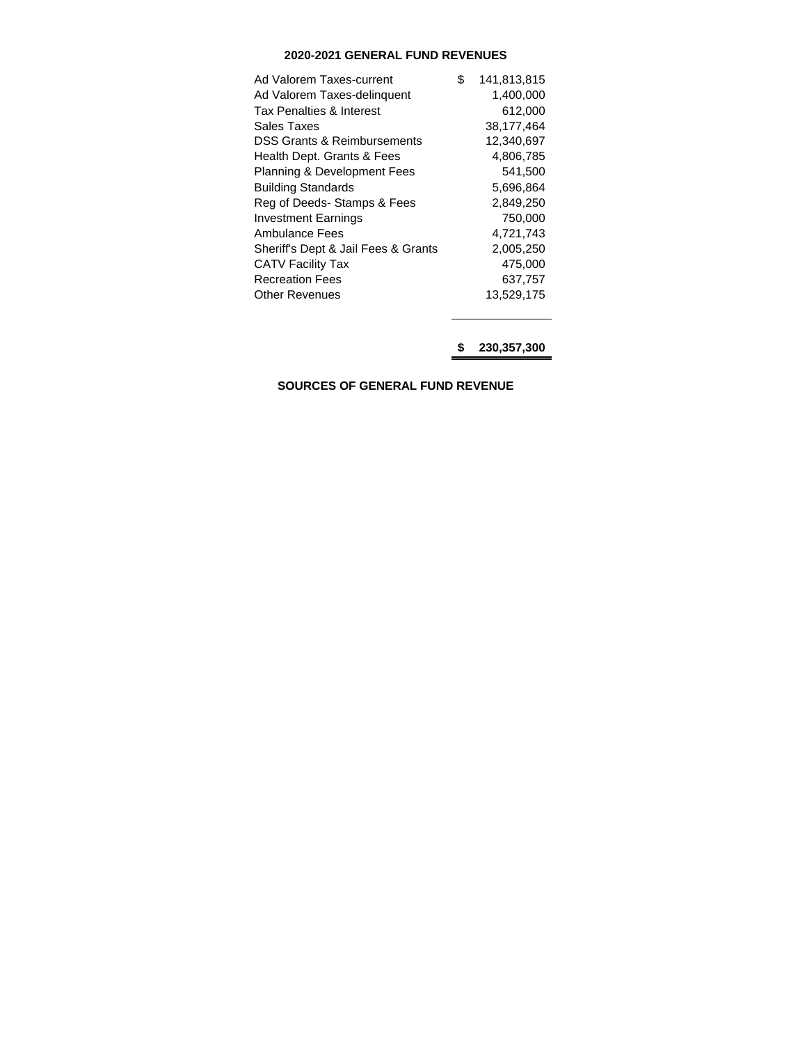## 2020-2021 GENERAL FUND REVENUES

| | |
|---|---|
| Ad Valorem Taxes-current | $ 141,813,815 |
| Ad Valorem Taxes-delinquent | 1,400,000 |
| Tax Penalties & Interest | 612,000 |
| Sales Taxes | 38,177,464 |
| DSS Grants & Reimbursements | 12,340,697 |
| Health Dept. Grants & Fees | 4,806,785 |
| Planning & Development Fees | 541,500 |
| Building Standards | 5,696,864 |
| Reg of Deeds- Stamps & Fees | 2,849,250 |
| Investment Earnings | 750,000 |
| Ambulance Fees | 4,721,743 |
| Sheriff's Dept & Jail Fees & Grants | 2,005,250 |
| CATV Facility Tax | 475,000 |
| Recreation Fees | 637,757 |
| Other Revenues | 13,529,175 |
| | **$ 230,357,300** |

**SOURCES OF GENERAL FUND REVENUE**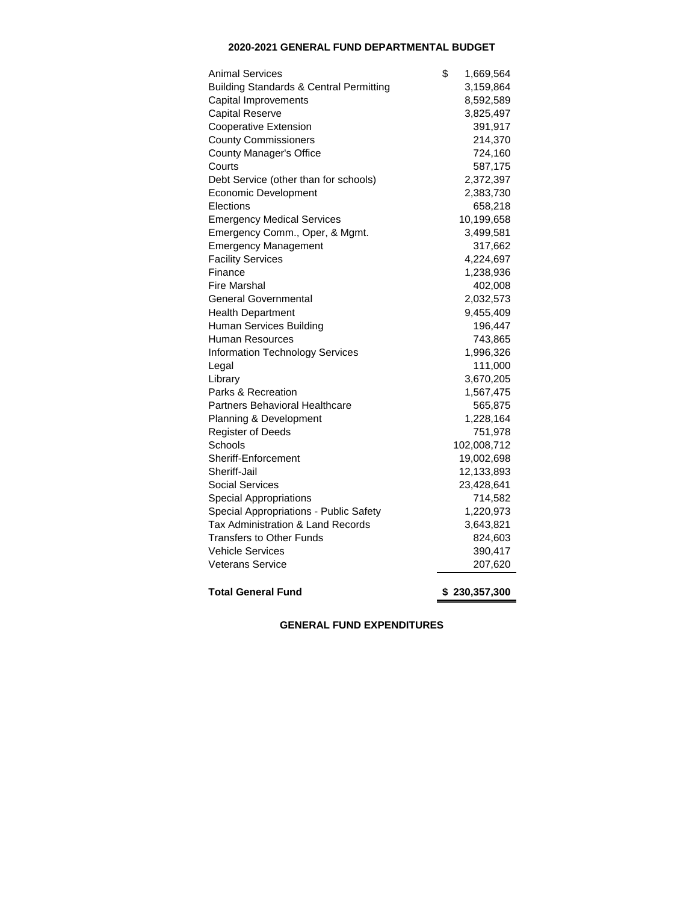**2020-2021 GENERAL FUND DEPARTMENTAL BUDGET**

| | |
|---|---|
| Animal Services | $ 1,669,564 |
| Building Standards & Central Permitting | 3,159,864 |
| Capital Improvements | 8,592,589 |
| Capital Reserve | 3,825,497 |
| Cooperative Extension | 391,917 |
| County Commissioners | 214,370 |
| County Manager's Office | 724,160 |
| Courts | 587,175 |
| Debt Service (other than for schools) | 2,372,397 |
| Economic Development | 2,383,730 |
| Elections | 658,218 |
| Emergency Medical Services | 10,199,658 |
| Emergency Comm., Oper, & Mgmt. | 3,499,581 |
| Emergency Management | 317,662 |
| Facility Services | 4,224,697 |
| Finance | 1,238,936 |
| Fire Marshal | 402,008 |
| General Governmental | 2,032,573 |
| Health Department | 9,455,409 |
| Human Services Building | 196,447 |
| Human Resources | 743,865 |
| Information Technology Services | 1,996,326 |
| Legal | 111,000 |
| Library | 3,670,205 |
| Parks & Recreation | 1,567,475 |
| Partners Behavioral Healthcare | 565,875 |
| Planning & Development | 1,228,164 |
| Register of Deeds | 751,978 |
| Schools | 102,008,712 |
| Sheriff-Enforcement | 19,002,698 |
| Sheriff-Jail | 12,133,893 |
| Social Services | 23,428,641 |
| Special Appropriations | 714,582 |
| Special Appropriations - Public Safety | 1,220,973 |
| Tax Administration & Land Records | 3,643,821 |
| Transfers to Other Funds | 824,603 |
| Vehicle Services | 390,417 |
| Veterans Service | 207,620 |
| **Total General Fund** | **$ 230,357,300** |

**GENERAL FUND EXPENDITURES**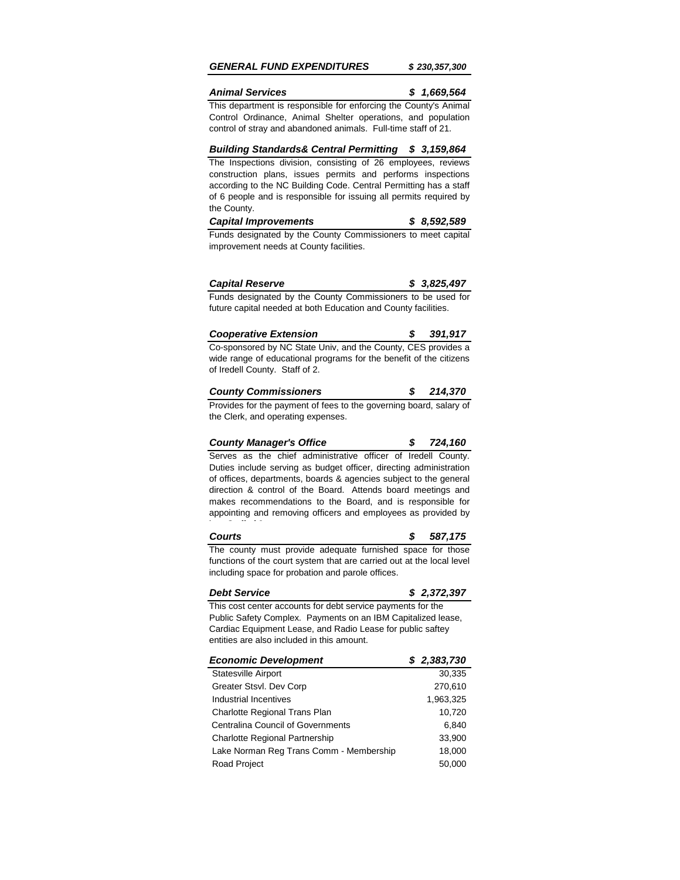## *GENERAL FUND EXPENDITURES* *$ 230,357,300*

### *Animal Services* *$ 1,669,564*

This department is responsible for enforcing the County's Animal Control Ordinance, Animal Shelter operations, and population control of stray and abandoned animals. Full-time staff of 21.

### *Building Standards& Central Permitting* *$ 3,159,864*

The Inspections division, consisting of 26 employees, reviews construction plans, issues permits and performs inspections according to the NC Building Code. Central Permitting has a staff of 6 people and is responsible for issuing all permits required by the County.

### *Capital Improvements* *$ 8,592,589*

Funds designated by the County Commissioners to meet capital improvement needs at County facilities.

### *Capital Reserve* *$ 3,825,497*

Funds designated by the County Commissioners to be used for future capital needed at both Education and County facilities.

### *Cooperative Extension* *$ 391,917*

Co-sponsored by NC State Univ, and the County, CES provides a wide range of educational programs for the benefit of the citizens of Iredell County. Staff of 2.

### *County Commissioners* *$ 214,370*

Provides for the payment of fees to the governing board, salary of the Clerk, and operating expenses.

### *County Manager's Office* *$ 724,160*

Serves as the chief administrative officer of Iredell County. Duties include serving as budget officer, directing administration of offices, departments, boards & agencies subject to the general direction & control of the Board. Attends board meetings and makes recommendations to the Board, and is responsible for appointing and removing officers and employees as provided by

### *Courts* *$ 587,175*

The county must provide adequate furnished space for those functions of the court system that are carried out at the local level including space for probation and parole offices.

### *Debt Service* *$ 2,372,397*

This cost center accounts for debt service payments for the Public Safety Complex. Payments on an IBM Capitalized lease, Cardiac Equipment Lease, and Radio Lease for public saftey entities are also included in this amount.

### *Economic Development* *$ 2,383,730*

| Item | Amount |
|---|---|
| Statesville Airport | 30,335 |
| Greater Stsvl. Dev Corp | 270,610 |
| Industrial Incentives | 1,963,325 |
| Charlotte Regional Trans Plan | 10,720 |
| Centralina Council of Governments | 6,840 |
| Charlotte Regional Partnership | 33,900 |
| Lake Norman Reg Trans Comm - Membership | 18,000 |
| Road Project | 50,000 |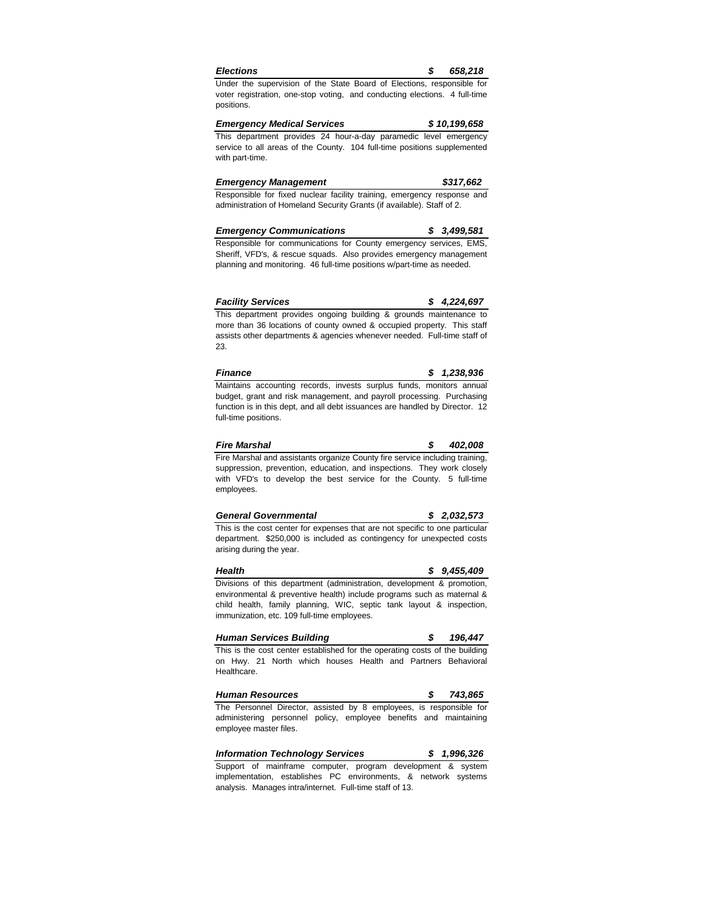***Elections* — *$ 658,218***

Under the supervision of the State Board of Elections, responsible for voter registration, one-stop voting, and conducting elections. 4 full-time positions.

***Emergency Medical Services* — *$ 10,199,658***

This department provides 24 hour-a-day paramedic level emergency service to all areas of the County. 104 full-time positions supplemented with part-time.

***Emergency Management* — *$317,662***

Responsible for fixed nuclear facility training, emergency response and administration of Homeland Security Grants (if available). Staff of 2.

***Emergency Communications* — *$ 3,499,581***

Responsible for communications for County emergency services, EMS, Sheriff, VFD's, & rescue squads. Also provides emergency management planning and monitoring. 46 full-time positions w/part-time as needed.

***Facility Services* — *$ 4,224,697***

This department provides ongoing building & grounds maintenance to more than 36 locations of county owned & occupied property. This staff assists other departments & agencies whenever needed. Full-time staff of 23.

***Finance* — *$ 1,238,936***

Maintains accounting records, invests surplus funds, monitors annual budget, grant and risk management, and payroll processing. Purchasing function is in this dept, and all debt issuances are handled by Director. 12 full-time positions.

***Fire Marshal* — *$ 402,008***

Fire Marshal and assistants organize County fire service including training, suppression, prevention, education, and inspections. They work closely with VFD's to develop the best service for the County. 5 full-time employees.

***General Governmental* — *$ 2,032,573***

This is the cost center for expenses that are not specific to one particular department. $250,000 is included as contingency for unexpected costs arising during the year.

***Health* — *$ 9,455,409***

Divisions of this department (administration, development & promotion, environmental & preventive health) include programs such as maternal & child health, family planning, WIC, septic tank layout & inspection, immunization, etc. 109 full-time employees.

***Human Services Building* — *$ 196,447***

This is the cost center established for the operating costs of the building on Hwy. 21 North which houses Health and Partners Behavioral Healthcare.

***Human Resources* — *$ 743,865***

The Personnel Director, assisted by 8 employees, is responsible for administering personnel policy, employee benefits and maintaining employee master files.

***Information Technology Services* — *$ 1,996,326***

Support of mainframe computer, program development & system implementation, establishes PC environments, & network systems analysis. Manages intra/internet. Full-time staff of 13.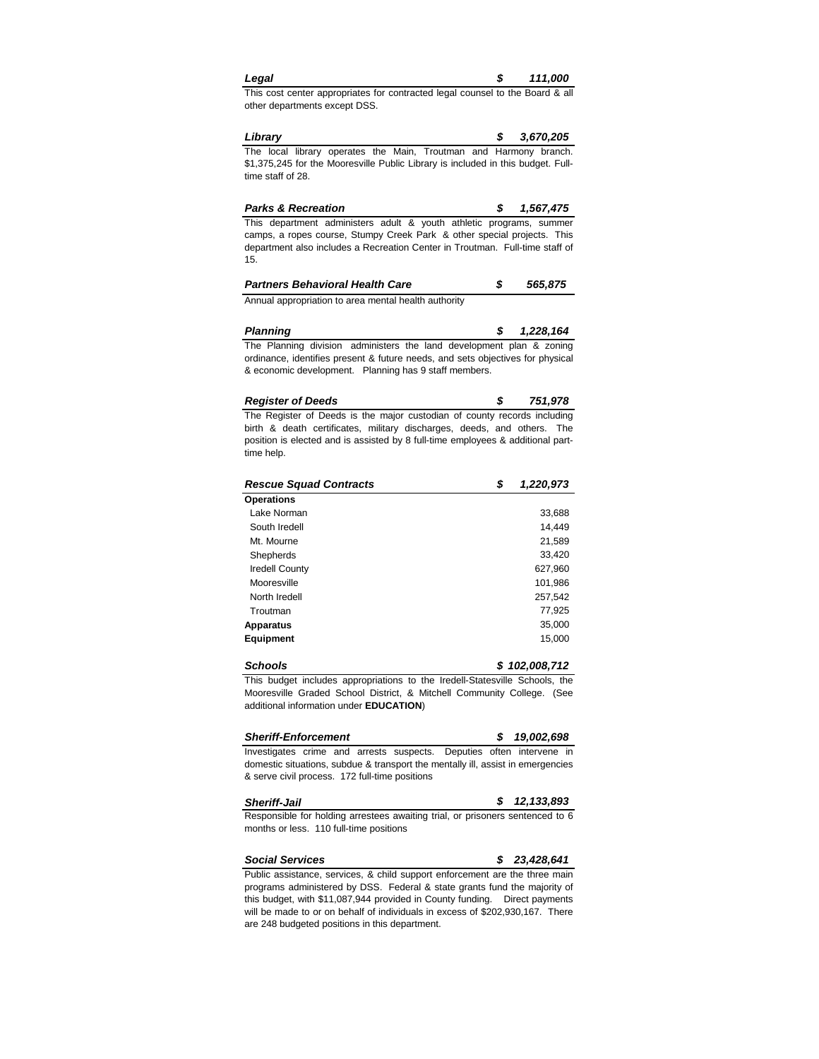| ***Legal*** | ***$ 111,000*** |
|---|---|

This cost center appropriates for contracted legal counsel to the Board & all other departments except DSS.

| ***Library*** | ***$ 3,670,205*** |
|---|---|

The local library operates the Main, Troutman and Harmony branch. $1,375,245 for the Mooresville Public Library is included in this budget. Full-time staff of 28.

| ***Parks & Recreation*** | ***$ 1,567,475*** |
|---|---|

This department administers adult & youth athletic programs, summer camps, a ropes course, Stumpy Creek Park & other special projects. This department also includes a Recreation Center in Troutman. Full-time staff of 15.

| ***Partners Behavioral Health Care*** | ***$ 565,875*** |
|---|---|

Annual appropriation to area mental health authority

| ***Planning*** | ***$ 1,228,164*** |
|---|---|

The Planning division administers the land development plan & zoning ordinance, identifies present & future needs, and sets objectives for physical & economic development. Planning has 9 staff members.

| ***Register of Deeds*** | ***$ 751,978*** |
|---|---|

The Register of Deeds is the major custodian of county records including birth & death certificates, military discharges, deeds, and others. The position is elected and is assisted by 8 full-time employees & additional part-time help.

| ***Rescue Squad Contracts*** | ***$ 1,220,973*** |
|---|---|
| **Operations** | |
| Lake Norman | 33,688 |
| South Iredell | 14,449 |
| Mt. Mourne | 21,589 |
| Shepherds | 33,420 |
| Iredell County | 627,960 |
| Mooresville | 101,986 |
| North Iredell | 257,542 |
| Troutman | 77,925 |
| **Apparatus** | 35,000 |
| **Equipment** | 15,000 |

| ***Schools*** | ***$ 102,008,712*** |
|---|---|

This budget includes appropriations to the Iredell-Statesville Schools, the Mooresville Graded School District, & Mitchell Community College. (See additional information under **EDUCATION**)

| ***Sheriff-Enforcement*** | ***$ 19,002,698*** |
|---|---|

Investigates crime and arrests suspects. Deputies often intervene in domestic situations, subdue & transport the mentally ill, assist in emergencies & serve civil process. 172 full-time positions

| ***Sheriff-Jail*** | ***$ 12,133,893*** |
|---|---|

Responsible for holding arrestees awaiting trial, or prisoners sentenced to 6 months or less. 110 full-time positions

| ***Social Services*** | ***$ 23,428,641*** |
|---|---|

Public assistance, services, & child support enforcement are the three main programs administered by DSS. Federal & state grants fund the majority of this budget, with $11,087,944 provided in County funding. Direct payments will be made to or on behalf of individuals in excess of $202,930,167. There are 248 budgeted positions in this department.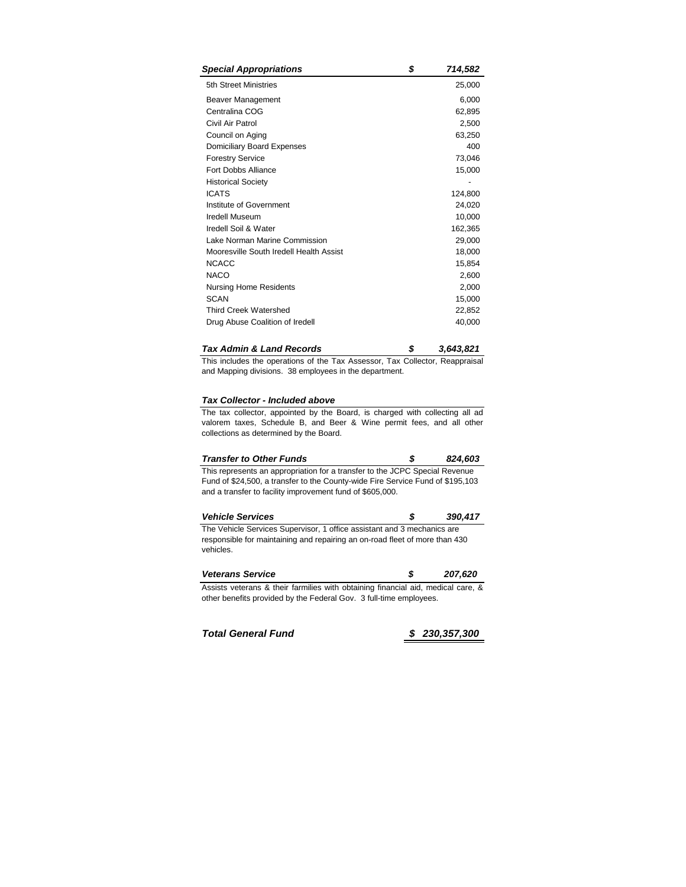| ***Special Appropriations*** | ***$ 714,582*** |
|---|---|
| 5th Street Ministries | 25,000 |
| Beaver Management | 6,000 |
| Centralina COG | 62,895 |
| Civil Air Patrol | 2,500 |
| Council on Aging | 63,250 |
| Domiciliary Board Expenses | 400 |
| Forestry Service | 73,046 |
| Fort Dobbs Alliance | 15,000 |
| Historical Society | - |
| ICATS | 124,800 |
| Institute of Government | 24,020 |
| Iredell Museum | 10,000 |
| Iredell Soil & Water | 162,365 |
| Lake Norman Marine Commission | 29,000 |
| Mooresville South Iredell Health Assist | 18,000 |
| NCACC | 15,854 |
| NACO | 2,600 |
| Nursing Home Residents | 2,000 |
| SCAN | 15,000 |
| Third Creek Watershed | 22,852 |
| Drug Abuse Coalition of Iredell | 40,000 |

***Tax Admin & Land Records*** ***$ 3,643,821***

This includes the operations of the Tax Assessor, Tax Collector, Reappraisal and Mapping divisions. 38 employees in the department.

***Tax Collector - Included above***

The tax collector, appointed by the Board, is charged with collecting all ad valorem taxes, Schedule B, and Beer & Wine permit fees, and all other collections as determined by the Board.

***Transfer to Other Funds*** ***$ 824,603***

This represents an appropriation for a transfer to the JCPC Special Revenue Fund of $24,500, a transfer to the County-wide Fire Service Fund of $195,103 and a transfer to facility improvement fund of $605,000.

***Vehicle Services*** ***$ 390,417***

The Vehicle Services Supervisor, 1 office assistant and 3 mechanics are responsible for maintaining and repairing an on-road fleet of more than 430 vehicles.

***Veterans Service*** ***$ 207,620***

Assists veterans & their farmilies with obtaining financial aid, medical care, & other benefits provided by the Federal Gov. 3 full-time employees.

***Total General Fund*** ***$ 230,357,300***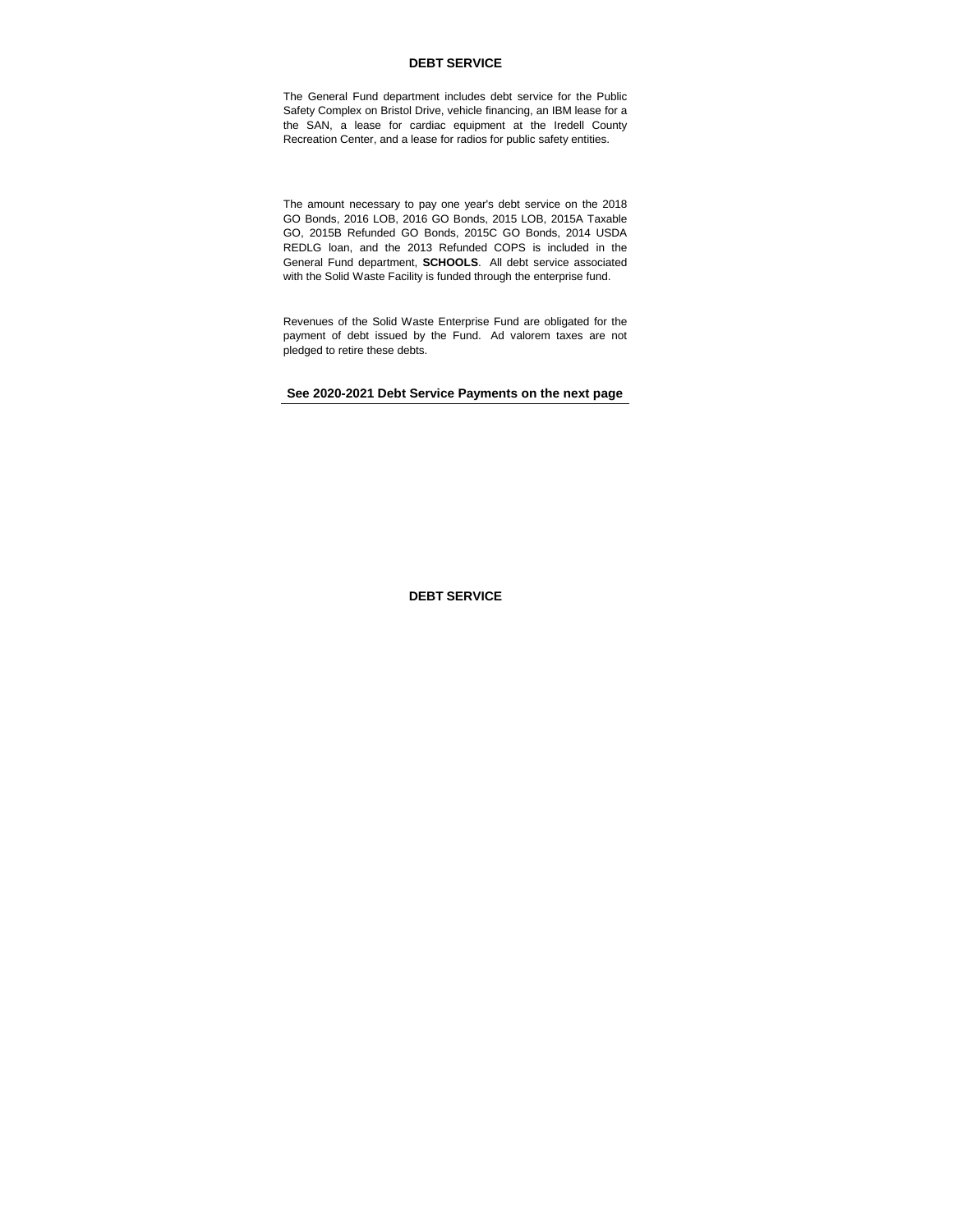# DEBT SERVICE

The General Fund department includes debt service for the Public Safety Complex on Bristol Drive, vehicle financing, an IBM lease for a the SAN, a lease for cardiac equipment at the Iredell County Recreation Center, and a lease for radios for public safety entities.

The amount necessary to pay one year's debt service on the 2018 GO Bonds, 2016 LOB, 2016 GO Bonds, 2015 LOB, 2015A Taxable GO, 2015B Refunded GO Bonds, 2015C GO Bonds, 2014 USDA REDLG loan, and the 2013 Refunded COPS is included in the General Fund department, **SCHOOLS**. All debt service associated with the Solid Waste Facility is funded through the enterprise fund.

Revenues of the Solid Waste Enterprise Fund are obligated for the payment of debt issued by the Fund. Ad valorem taxes are not pledged to retire these debts.

**See 2020-2021 Debt Service Payments on the next page**

# DEBT SERVICE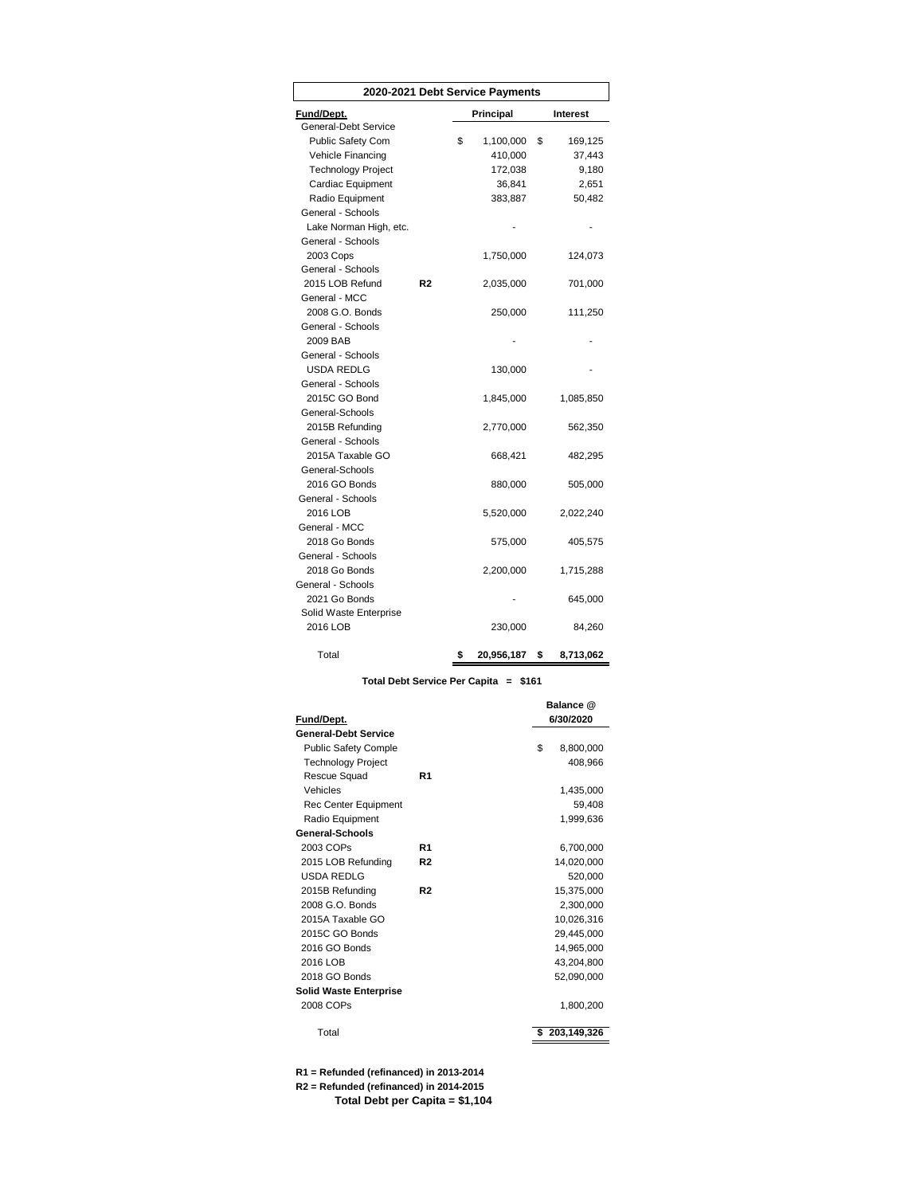## 2020-2021 Debt Service Payments

| Fund/Dept. | | Principal | Interest |
|---|---|---|---|
| General-Debt Service | | | |
| Public Safety Com | | $ 1,100,000 | $ 169,125 |
| Vehicle Financing | | 410,000 | 37,443 |
| Technology Project | | 172,038 | 9,180 |
| Cardiac Equipment | | 36,841 | 2,651 |
| Radio Equipment | | 383,887 | 50,482 |
| General - Schools | | | |
| Lake Norman High, etc. | | - | - |
| General - Schools | | | |
| 2003 Cops | | 1,750,000 | 124,073 |
| General - Schools | | | |
| 2015 LOB Refund | R2 | 2,035,000 | 701,000 |
| General - MCC | | | |
| 2008 G.O. Bonds | | 250,000 | 111,250 |
| General - Schools | | | |
| 2009 BAB | | - | - |
| General - Schools | | | |
| USDA REDLG | | 130,000 | - |
| General - Schools | | | |
| 2015C GO Bond | | 1,845,000 | 1,085,850 |
| General-Schools | | | |
| 2015B Refunding | | 2,770,000 | 562,350 |
| General - Schools | | | |
| 2015A Taxable GO | | 668,421 | 482,295 |
| General-Schools | | | |
| 2016 GO Bonds | | 880,000 | 505,000 |
| General - Schools | | | |
| 2016 LOB | | 5,520,000 | 2,022,240 |
| General - MCC | | | |
| 2018 Go Bonds | | 575,000 | 405,575 |
| General - Schools | | | |
| 2018 Go Bonds | | 2,200,000 | 1,715,288 |
| General - Schools | | | |
| 2021 Go Bonds | | - | 645,000 |
| Solid Waste Enterprise | | | |
| 2016 LOB | | 230,000 | 84,260 |
| Total | | **$ 20,956,187** | **$ 8,713,062** |

**Total Debt Service Per Capita = $161**

| Fund/Dept. | | Balance @ 6/30/2020 |
|---|---|---|
| **General-Debt Service** | | |
| Public Safety Comple | | $ 8,800,000 |
| Technology Project | | 408,966 |
| Rescue Squad | R1 | |
| Vehicles | | 1,435,000 |
| Rec Center Equipment | | 59,408 |
| Radio Equipment | | 1,999,636 |
| **General-Schools** | | |
| 2003 COPs | R1 | 6,700,000 |
| 2015 LOB Refunding | R2 | 14,020,000 |
| USDA REDLG | | 520,000 |
| 2015B Refunding | R2 | 15,375,000 |
| 2008 G.O. Bonds | | 2,300,000 |
| 2015A Taxable GO | | 10,026,316 |
| 2015C GO Bonds | | 29,445,000 |
| 2016 GO Bonds | | 14,965,000 |
| 2016 LOB | | 43,204,800 |
| 2018 GO Bonds | | 52,090,000 |
| **Solid Waste Enterprise** | | |
| 2008 COPs | | 1,800,200 |
| Total | | **$ 203,149,326** |

**R1 = Refunded (refinanced) in 2013-2014**

**R2 = Refunded (refinanced) in 2014-2015**

**Total Debt per Capita = $1,104**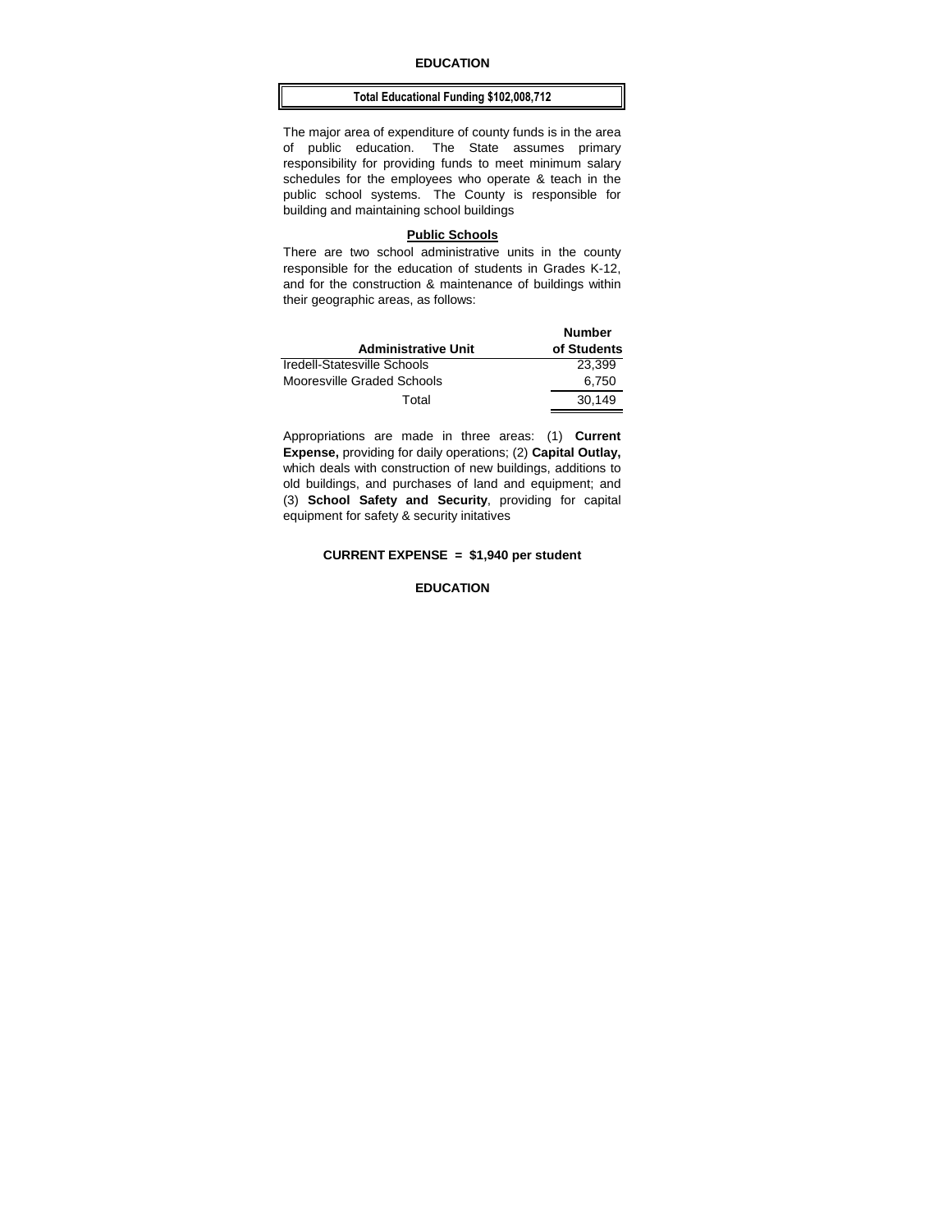# EDUCATION

**Total Educational Funding $102,008,712**

The major area of expenditure of county funds is in the area of public education. The State assumes primary responsibility for providing funds to meet minimum salary schedules for the employees who operate & teach in the public school systems. The County is responsible for building and maintaining school buildings

## Public Schools

There are two school administrative units in the county responsible for the education of students in Grades K-12, and for the construction & maintenance of buildings within their geographic areas, as follows:

| Administrative Unit | Number of Students |
|---|---|
| Iredell-Statesville Schools | 23,399 |
| Mooresville Graded Schools | 6,750 |
| Total | 30,149 |

Appropriations are made in three areas: (1) **Current Expense,** providing for daily operations; (2) **Capital Outlay,** which deals with construction of new buildings, additions to old buildings, and purchases of land and equipment; and (3) **School Safety and Security**, providing for capital equipment for safety & security initatives

**CURRENT EXPENSE = $1,940 per student**

**EDUCATION**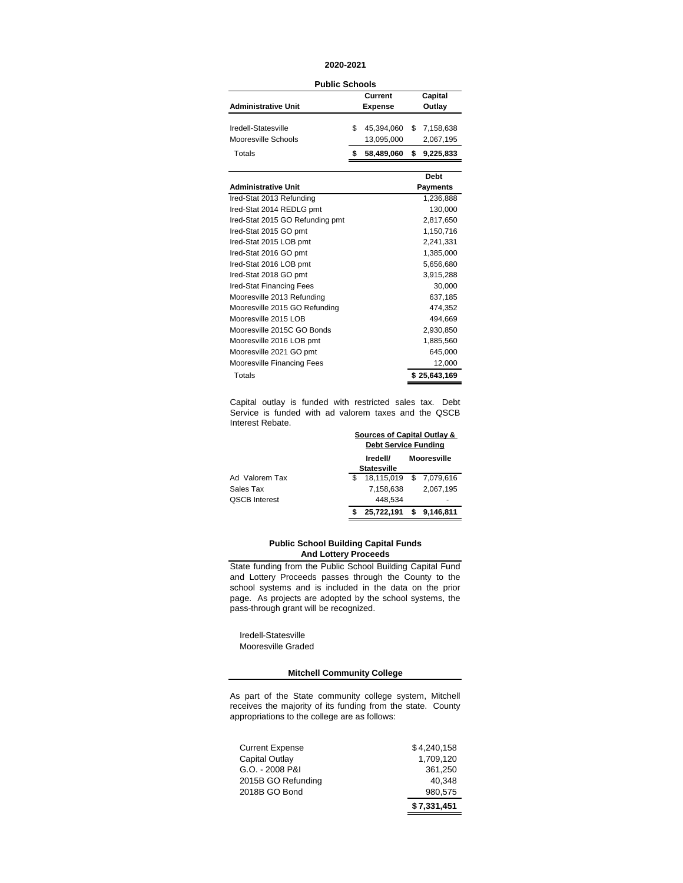**2020-2021**

**Public Schools**

| **Administrative Unit** | **Current Expense** | **Capital Outlay** |
|---|---|---|
| Iredell-Statesville | $ 45,394,060 | $ 7,158,638 |
| Mooresville Schools | 13,095,000 | 2,067,195 |
| Totals | **$ 58,489,060** | **$ 9,225,833** |

| **Administrative Unit** | **Debt Payments** |
|---|---|
| Ired-Stat 2013 Refunding | 1,236,888 |
| Ired-Stat 2014 REDLG pmt | 130,000 |
| Ired-Stat 2015 GO Refunding pmt | 2,817,650 |
| Ired-Stat 2015 GO pmt | 1,150,716 |
| Ired-Stat 2015 LOB pmt | 2,241,331 |
| Ired-Stat 2016 GO pmt | 1,385,000 |
| Ired-Stat 2016 LOB pmt | 5,656,680 |
| Ired-Stat 2018 GO pmt | 3,915,288 |
| Ired-Stat Financing Fees | 30,000 |
| Mooresville 2013 Refunding | 637,185 |
| Mooresville 2015 GO Refunding | 474,352 |
| Mooresville 2015 LOB | 494,669 |
| Mooresville 2015C GO Bonds | 2,930,850 |
| Mooresville 2016 LOB pmt | 1,885,560 |
| Mooresville 2021 GO pmt | 645,000 |
| Mooresville Financing Fees | 12,000 |
| Totals | **$ 25,643,169** |

Capital outlay is funded with restricted sales tax. Debt Service is funded with ad valorem taxes and the QSCB Interest Rebate.

| | **Sources of Capital Outlay & Debt Service Funding** | |
|---|---|---|
| | **Iredell/ Statesville** | **Mooresville** |
| Ad Valorem Tax | $ 18,115,019 | $ 7,079,616 |
| Sales Tax | 7,158,638 | 2,067,195 |
| QSCB Interest | 448,534 | - |
| | **$ 25,722,191** | **$ 9,146,811** |

**Public School Building Capital Funds And Lottery Proceeds**

State funding from the Public School Building Capital Fund and Lottery Proceeds passes through the County to the school systems and is included in the data on the prior page. As projects are adopted by the school systems, the pass-through grant will be recognized.

Iredell-Statesville
Mooresville Graded

**Mitchell Community College**

As part of the State community college system, Mitchell receives the majority of its funding from the state. County appropriations to the college are as follows:

| | |
|---|---|
| Current Expense | $ 4,240,158 |
| Capital Outlay | 1,709,120 |
| G.O. - 2008 P&I | 361,250 |
| 2015B GO Refunding | 40,348 |
| 2018B GO Bond | 980,575 |
| | **$ 7,331,451** |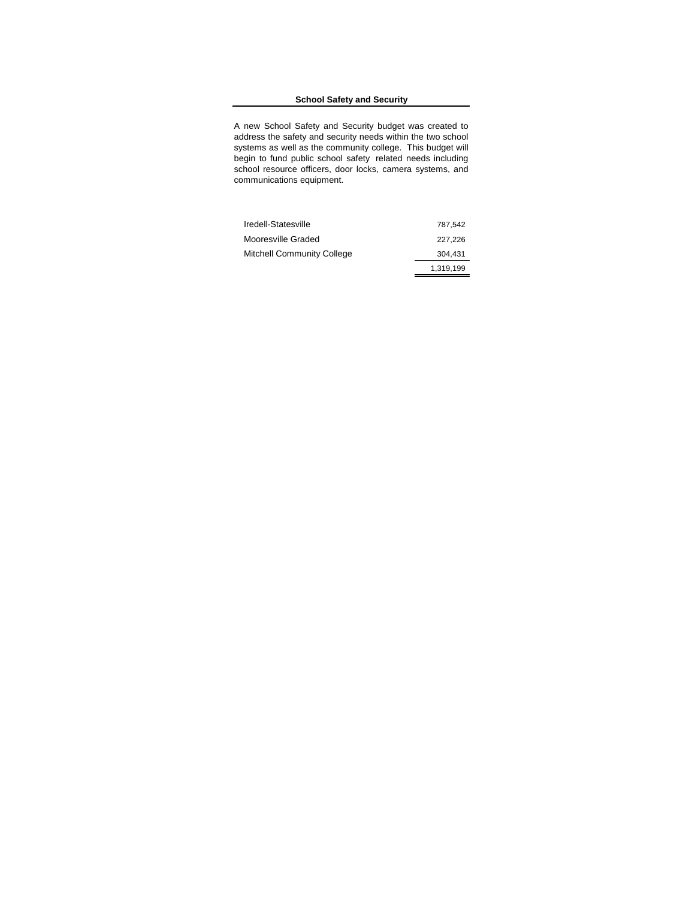## School Safety and Security

A new School Safety and Security budget was created to address the safety and security needs within the two school systems as well as the community college. This budget will begin to fund public school safety related needs including school resource officers, door locks, camera systems, and communications equipment.

| | |
|---|---:|
| Iredell-Statesville | 787,542 |
| Mooresville Graded | 227,226 |
| Mitchell Community College | 304,431 |
| | 1,319,199 |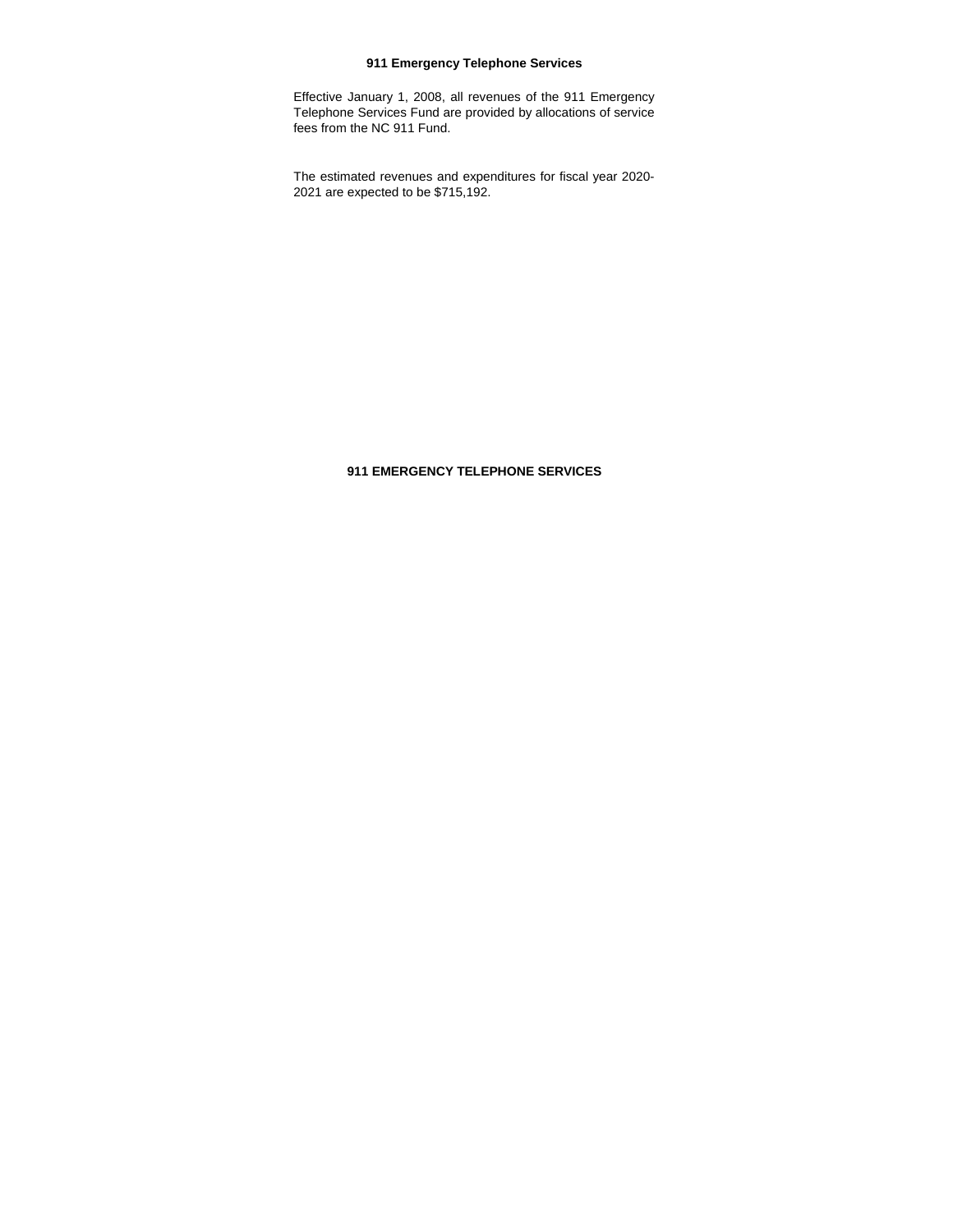## 911 Emergency Telephone Services

Effective January 1, 2008, all revenues of the 911 Emergency Telephone Services Fund are provided by allocations of service fees from the NC 911 Fund.

The estimated revenues and expenditures for fiscal year 2020-2021 are expected to be $715,192.

## 911 EMERGENCY TELEPHONE SERVICES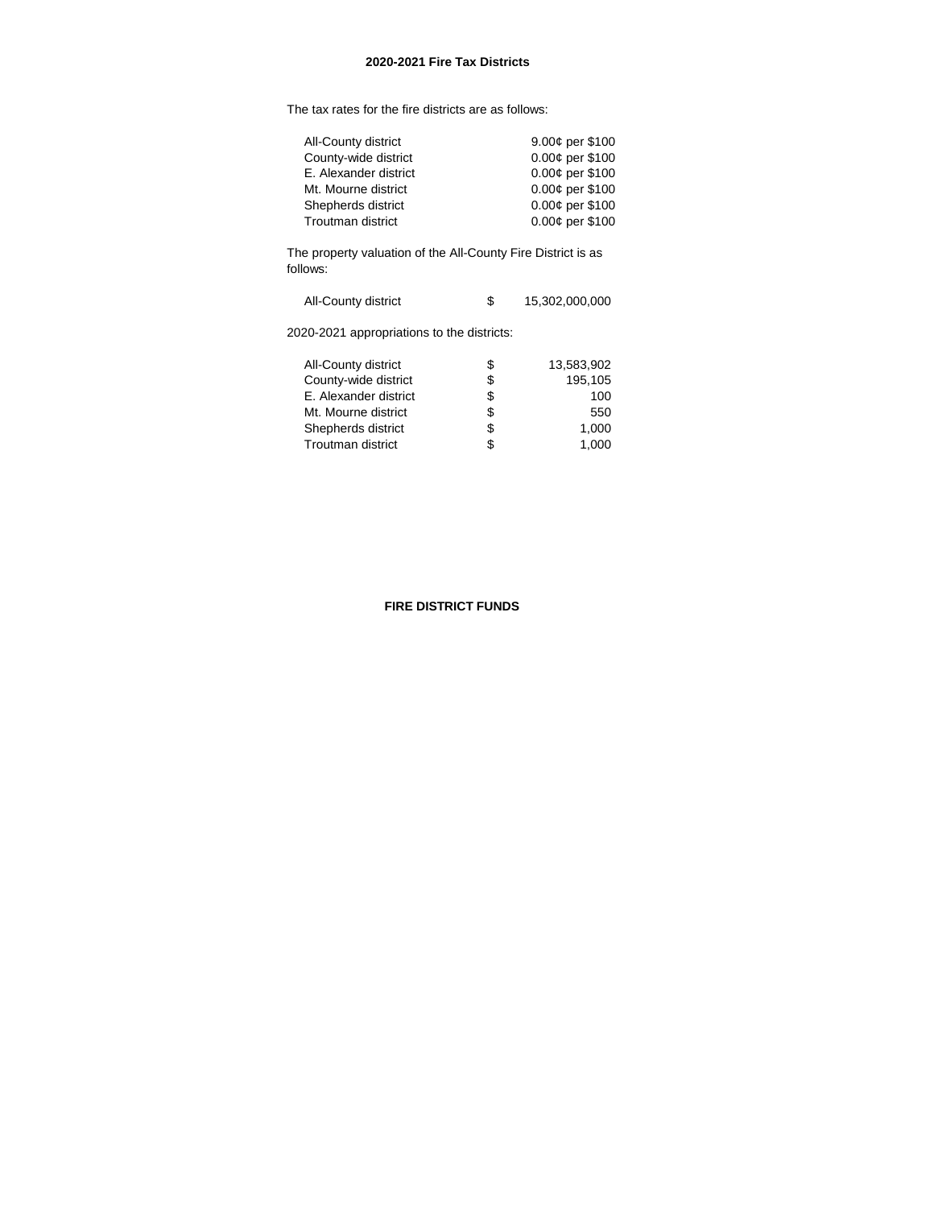## 2020-2021 Fire Tax Districts

The tax rates for the fire districts are as follows:

| District | Rate |
|---|---|
| All-County district | 9.00¢ per $100 |
| County-wide district | 0.00¢ per $100 |
| E. Alexander district | 0.00¢ per $100 |
| Mt. Mourne district | 0.00¢ per $100 |
| Shepherds district | 0.00¢ per $100 |
| Troutman district | 0.00¢ per $100 |

The property valuation of the All-County Fire District is as follows:

| District | | Valuation |
|---|---|---|
| All-County district | $ | 15,302,000,000 |

2020-2021 appropriations to the districts:

| District | | Appropriation |
|---|---|---|
| All-County district | $ | 13,583,902 |
| County-wide district | $ | 195,105 |
| E. Alexander district | $ | 100 |
| Mt. Mourne district | $ | 550 |
| Shepherds district | $ | 1,000 |
| Troutman district | $ | 1,000 |

**FIRE DISTRICT FUNDS**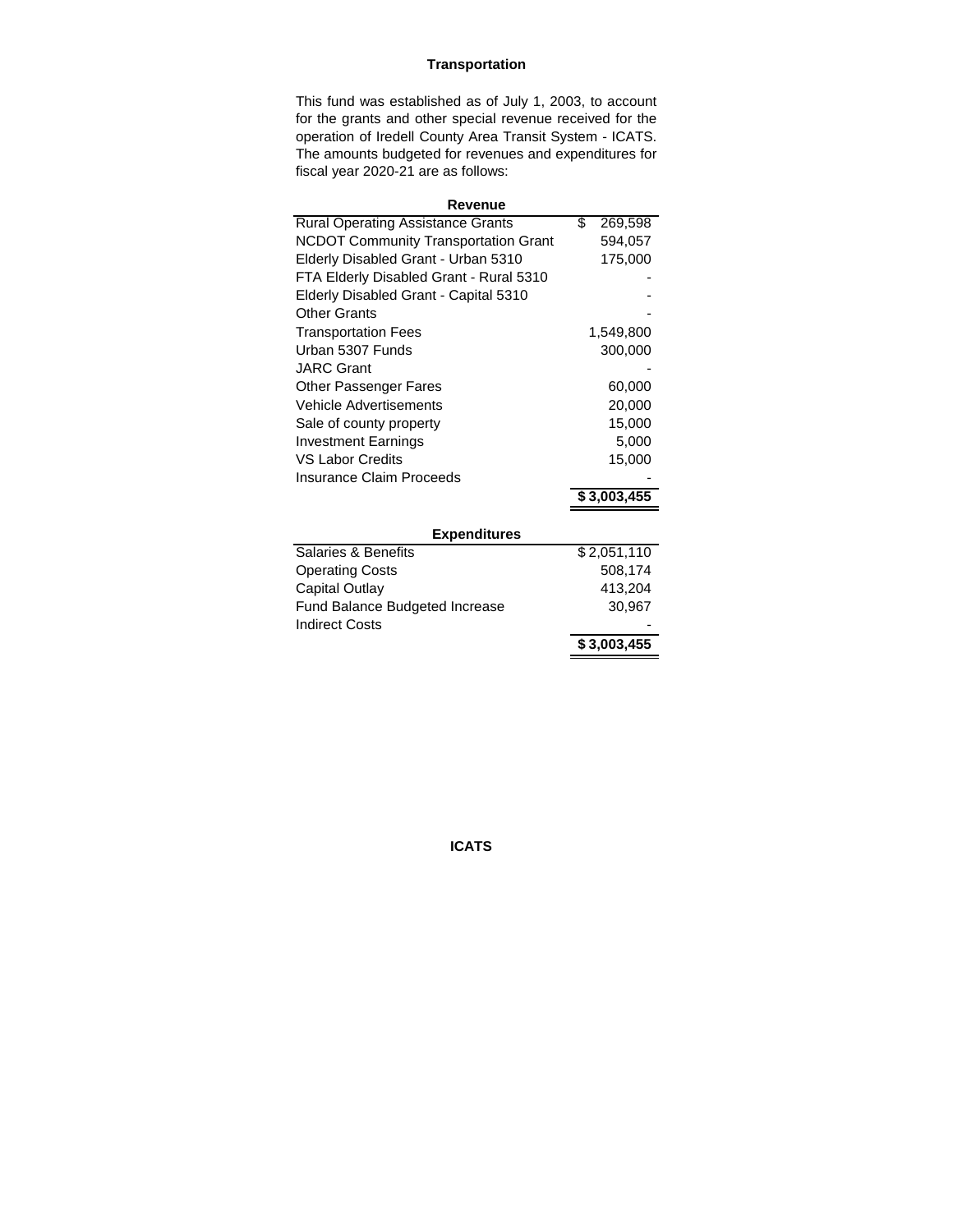# Transportation

This fund was established as of July 1, 2003, to account for the grants and other special revenue received for the operation of Iredell County Area Transit System - ICATS. The amounts budgeted for revenues and expenditures for fiscal year 2020-21 are as follows:

| Revenue | |
|---|---|
| Rural Operating Assistance Grants | $ 269,598 |
| NCDOT Community Transportation Grant | 594,057 |
| Elderly Disabled Grant - Urban 5310 | 175,000 |
| FTA Elderly Disabled Grant - Rural 5310 | - |
| Elderly Disabled Grant - Capital 5310 | - |
| Other Grants | - |
| Transportation Fees | 1,549,800 |
| Urban 5307 Funds | 300,000 |
| JARC Grant | - |
| Other Passenger Fares | 60,000 |
| Vehicle Advertisements | 20,000 |
| Sale of county property | 15,000 |
| Investment Earnings | 5,000 |
| VS Labor Credits | 15,000 |
| Insurance Claim Proceeds | - |
| | **$ 3,003,455** |

| Expenditures | |
|---|---|
| Salaries & Benefits | $ 2,051,110 |
| Operating Costs | 508,174 |
| Capital Outlay | 413,204 |
| Fund Balance Budgeted Increase | 30,967 |
| Indirect Costs | - |
| | **$ 3,003,455** |

**ICATS**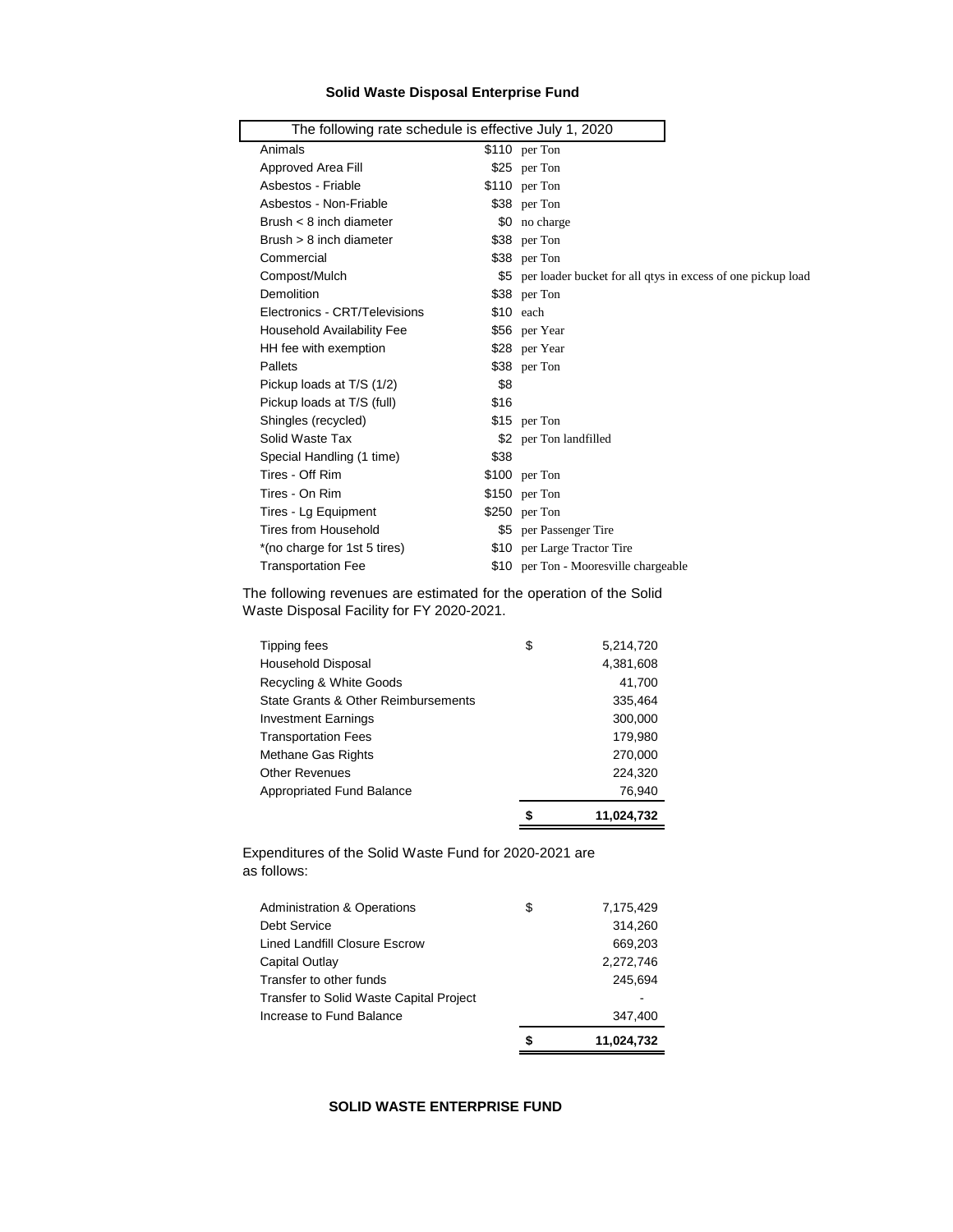## Solid Waste Disposal Enterprise Fund

| The following rate schedule is effective July 1, 2020 | | |
|---|---|---|
| Animals | $110 | per Ton |
| Approved Area Fill | $25 | per Ton |
| Asbestos - Friable | $110 | per Ton |
| Asbestos - Non-Friable | $38 | per Ton |
| Brush < 8 inch diameter | $0 | no charge |
| Brush > 8 inch diameter | $38 | per Ton |
| Commercial | $38 | per Ton |
| Compost/Mulch | $5 | per loader bucket for all qtys in excess of one pickup load |
| Demolition | $38 | per Ton |
| Electronics - CRT/Televisions | $10 | each |
| Household Availability Fee | $56 | per Year |
| HH fee with exemption | $28 | per Year |
| Pallets | $38 | per Ton |
| Pickup loads at T/S (1/2) | $8 | |
| Pickup loads at T/S (full) | $16 | |
| Shingles (recycled) | $15 | per Ton |
| Solid Waste Tax | $2 | per Ton landfilled |
| Special Handling (1 time) | $38 | |
| Tires - Off Rim | $100 | per Ton |
| Tires - On Rim | $150 | per Ton |
| Tires - Lg Equipment | $250 | per Ton |
| Tires from Household | $5 | per Passenger Tire |
| *(no charge for 1st 5 tires) | $10 | per Large Tractor Tire |
| Transportation Fee | $10 | per Ton - Mooresville chargeable |

The following revenues are estimated for the operation of the Solid Waste Disposal Facility for FY 2020-2021.

| | | |
|---|---|---|
| Tipping fees | $ | 5,214,720 |
| Household Disposal | | 4,381,608 |
| Recycling & White Goods | | 41,700 |
| State Grants & Other Reimbursements | | 335,464 |
| Investment Earnings | | 300,000 |
| Transportation Fees | | 179,980 |
| Methane Gas Rights | | 270,000 |
| Other Revenues | | 224,320 |
| Appropriated Fund Balance | | 76,940 |
| | **$** | **11,024,732** |

Expenditures of the Solid Waste Fund for 2020-2021 are as follows:

| | | |
|---|---|---|
| Administration & Operations | $ | 7,175,429 |
| Debt Service | | 314,260 |
| Lined Landfill Closure Escrow | | 669,203 |
| Capital Outlay | | 2,272,746 |
| Transfer to other funds | | 245,694 |
| Transfer to Solid Waste Capital Project | | - |
| Increase to Fund Balance | | 347,400 |
| | **$** | **11,024,732** |

**SOLID WASTE ENTERPRISE FUND**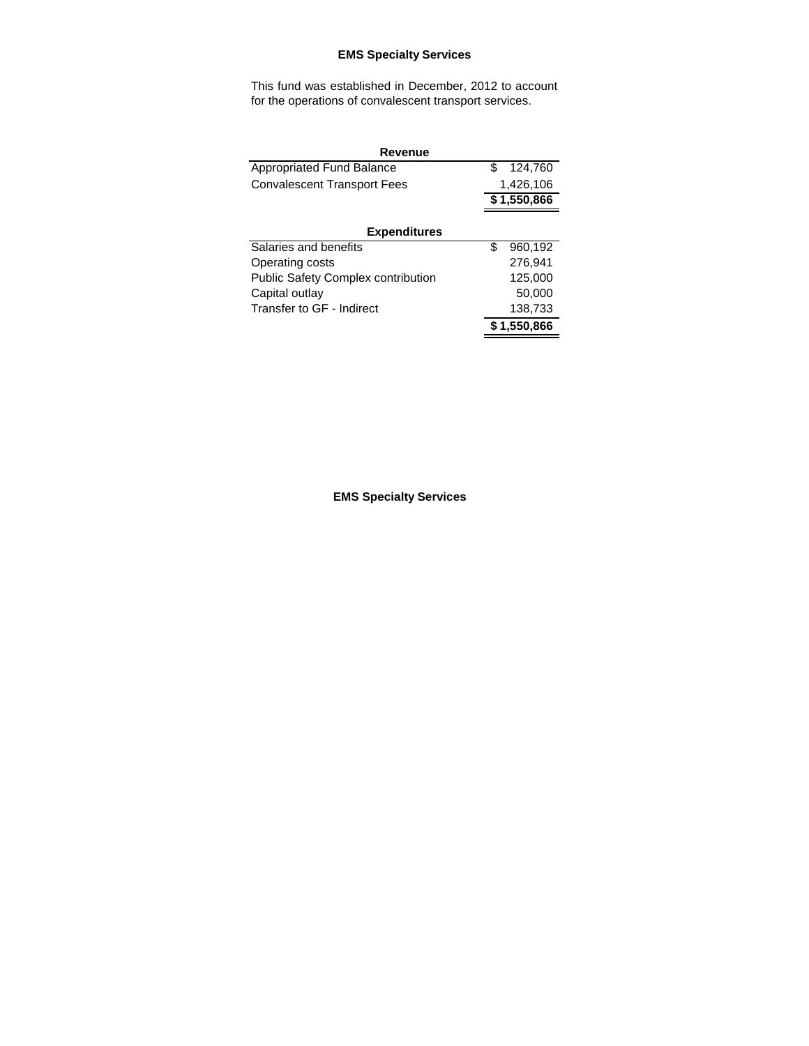## EMS Specialty Services

This fund was established in December, 2012 to account for the operations of convalescent transport services.

| Revenue | |
|---|---|
| Appropriated Fund Balance | $ 124,760 |
| Convalescent Transport Fees | 1,426,106 |
| | **$ 1,550,866** |

| Expenditures | |
|---|---|
| Salaries and benefits | $ 960,192 |
| Operating costs | 276,941 |
| Public Safety Complex contribution | 125,000 |
| Capital outlay | 50,000 |
| Transfer to GF - Indirect | 138,733 |
| | **$ 1,550,866** |

**EMS Specialty Services**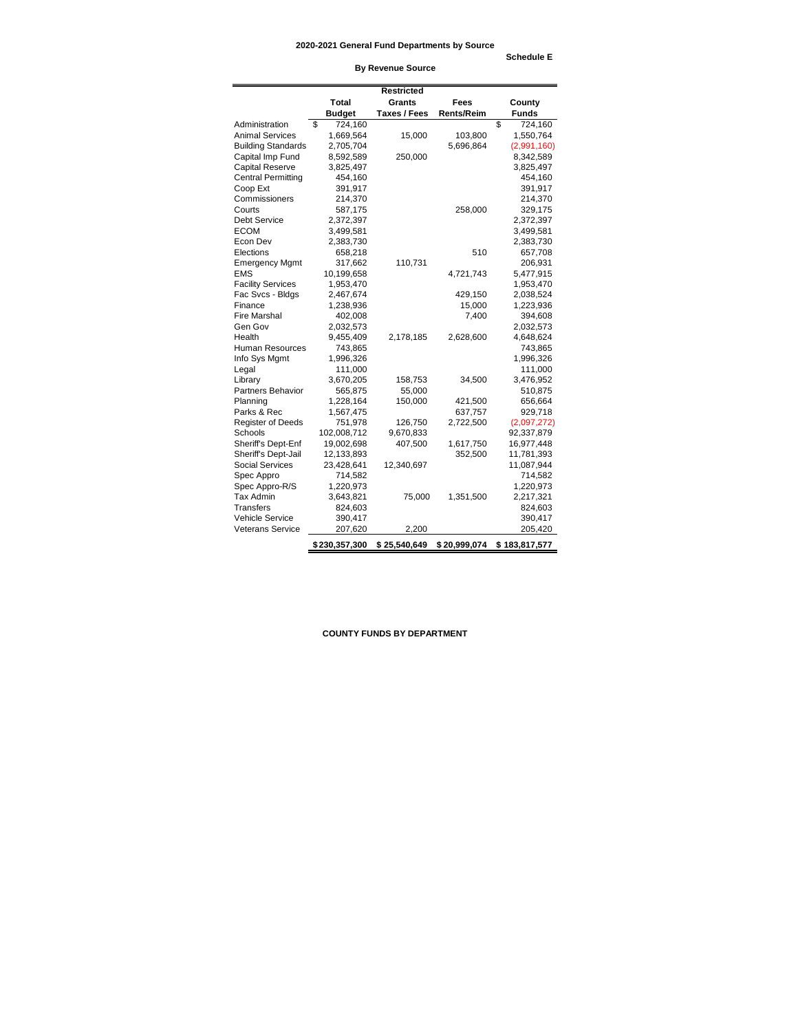**2020-2021 General Fund Departments by Source**

**Schedule E**

**By Revenue Source**

| | Total Budget | Restricted Grants Taxes / Fees | Fees Rents/Reim | County Funds |
|---|---|---|---|---|
| Administration | $ 724,160 | | | $ 724,160 |
| Animal Services | 1,669,564 | 15,000 | 103,800 | 1,550,764 |
| Building Standards | 2,705,704 | | 5,696,864 | (2,991,160) |
| Capital Imp Fund | 8,592,589 | 250,000 | | 8,342,589 |
| Capital Reserve | 3,825,497 | | | 3,825,497 |
| Central Permitting | 454,160 | | | 454,160 |
| Coop Ext | 391,917 | | | 391,917 |
| Commissioners | 214,370 | | | 214,370 |
| Courts | 587,175 | | 258,000 | 329,175 |
| Debt Service | 2,372,397 | | | 2,372,397 |
| ECOM | 3,499,581 | | | 3,499,581 |
| Econ Dev | 2,383,730 | | | 2,383,730 |
| Elections | 658,218 | | 510 | 657,708 |
| Emergency Mgmt | 317,662 | 110,731 | | 206,931 |
| EMS | 10,199,658 | | 4,721,743 | 5,477,915 |
| Facility Services | 1,953,470 | | | 1,953,470 |
| Fac Svcs - Bldgs | 2,467,674 | | 429,150 | 2,038,524 |
| Finance | 1,238,936 | | 15,000 | 1,223,936 |
| Fire Marshal | 402,008 | | 7,400 | 394,608 |
| Gen Gov | 2,032,573 | | | 2,032,573 |
| Health | 9,455,409 | 2,178,185 | 2,628,600 | 4,648,624 |
| Human Resources | 743,865 | | | 743,865 |
| Info Sys Mgmt | 1,996,326 | | | 1,996,326 |
| Legal | 111,000 | | | 111,000 |
| Library | 3,670,205 | 158,753 | 34,500 | 3,476,952 |
| Partners Behavior | 565,875 | 55,000 | | 510,875 |
| Planning | 1,228,164 | 150,000 | 421,500 | 656,664 |
| Parks & Rec | 1,567,475 | | 637,757 | 929,718 |
| Register of Deeds | 751,978 | 126,750 | 2,722,500 | (2,097,272) |
| Schools | 102,008,712 | 9,670,833 | | 92,337,879 |
| Sheriff's Dept-Enf | 19,002,698 | 407,500 | 1,617,750 | 16,977,448 |
| Sheriff's Dept-Jail | 12,133,893 | | 352,500 | 11,781,393 |
| Social Services | 23,428,641 | 12,340,697 | | 11,087,944 |
| Spec Appro | 714,582 | | | 714,582 |
| Spec Appro-R/S | 1,220,973 | | | 1,220,973 |
| Tax Admin | 3,643,821 | 75,000 | 1,351,500 | 2,217,321 |
| Transfers | 824,603 | | | 824,603 |
| Vehicle Service | 390,417 | | | 390,417 |
| Veterans Service | 207,620 | 2,200 | | 205,420 |
| | **$230,357,300** | **$ 25,540,649** | **$ 20,999,074** | **$ 183,817,577** |

**COUNTY FUNDS BY DEPARTMENT**